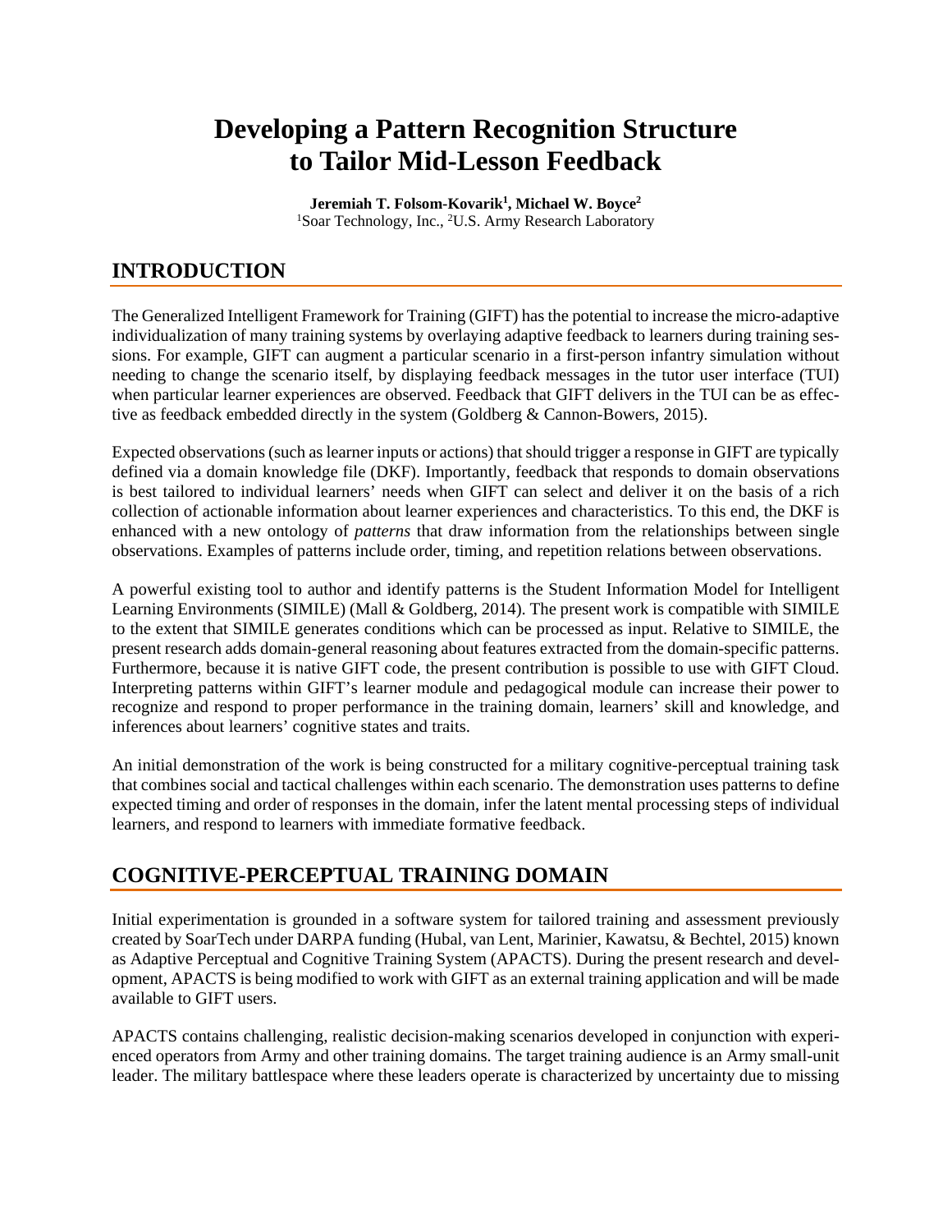# Developing a Pattern Recognition Structure to Tailor Mid-Lesson Feedback

**Jeremiah T. Folsom-Kovarik[1], Michael W. Boyce[2]**
[1]Soar Technology, Inc., [2]U.S. Army Research Laboratory

## INTRODUCTION

The Generalized Intelligent Framework for Training (GIFT) has the potential to increase the micro-adaptive individualization of many training systems by overlaying adaptive feedback to learners during training sessions. For example, GIFT can augment a particular scenario in a first-person infantry simulation without needing to change the scenario itself, by displaying feedback messages in the tutor user interface (TUI) when particular learner experiences are observed. Feedback that GIFT delivers in the TUI can be as effective as feedback embedded directly in the system (Goldberg & Cannon-Bowers, 2015).

Expected observations (such as learner inputs or actions) that should trigger a response in GIFT are typically defined via a domain knowledge file (DKF). Importantly, feedback that responds to domain observations is best tailored to individual learners' needs when GIFT can select and deliver it on the basis of a rich collection of actionable information about learner experiences and characteristics. To this end, the DKF is enhanced with a new ontology of *patterns* that draw information from the relationships between single observations. Examples of patterns include order, timing, and repetition relations between observations.

A powerful existing tool to author and identify patterns is the Student Information Model for Intelligent Learning Environments (SIMILE) (Mall & Goldberg, 2014). The present work is compatible with SIMILE to the extent that SIMILE generates conditions which can be processed as input. Relative to SIMILE, the present research adds domain-general reasoning about features extracted from the domain-specific patterns. Furthermore, because it is native GIFT code, the present contribution is possible to use with GIFT Cloud. Interpreting patterns within GIFT's learner module and pedagogical module can increase their power to recognize and respond to proper performance in the training domain, learners' skill and knowledge, and inferences about learners' cognitive states and traits.

An initial demonstration of the work is being constructed for a military cognitive-perceptual training task that combines social and tactical challenges within each scenario. The demonstration uses patterns to define expected timing and order of responses in the domain, infer the latent mental processing steps of individual learners, and respond to learners with immediate formative feedback.

## COGNITIVE-PERCEPTUAL TRAINING DOMAIN

Initial experimentation is grounded in a software system for tailored training and assessment previously created by SoarTech under DARPA funding (Hubal, van Lent, Marinier, Kawatsu, & Bechtel, 2015) known as Adaptive Perceptual and Cognitive Training System (APACTS). During the present research and development, APACTS is being modified to work with GIFT as an external training application and will be made available to GIFT users.

APACTS contains challenging, realistic decision-making scenarios developed in conjunction with experienced operators from Army and other training domains. The target training audience is an Army small-unit leader. The military battlespace where these leaders operate is characterized by uncertainty due to missing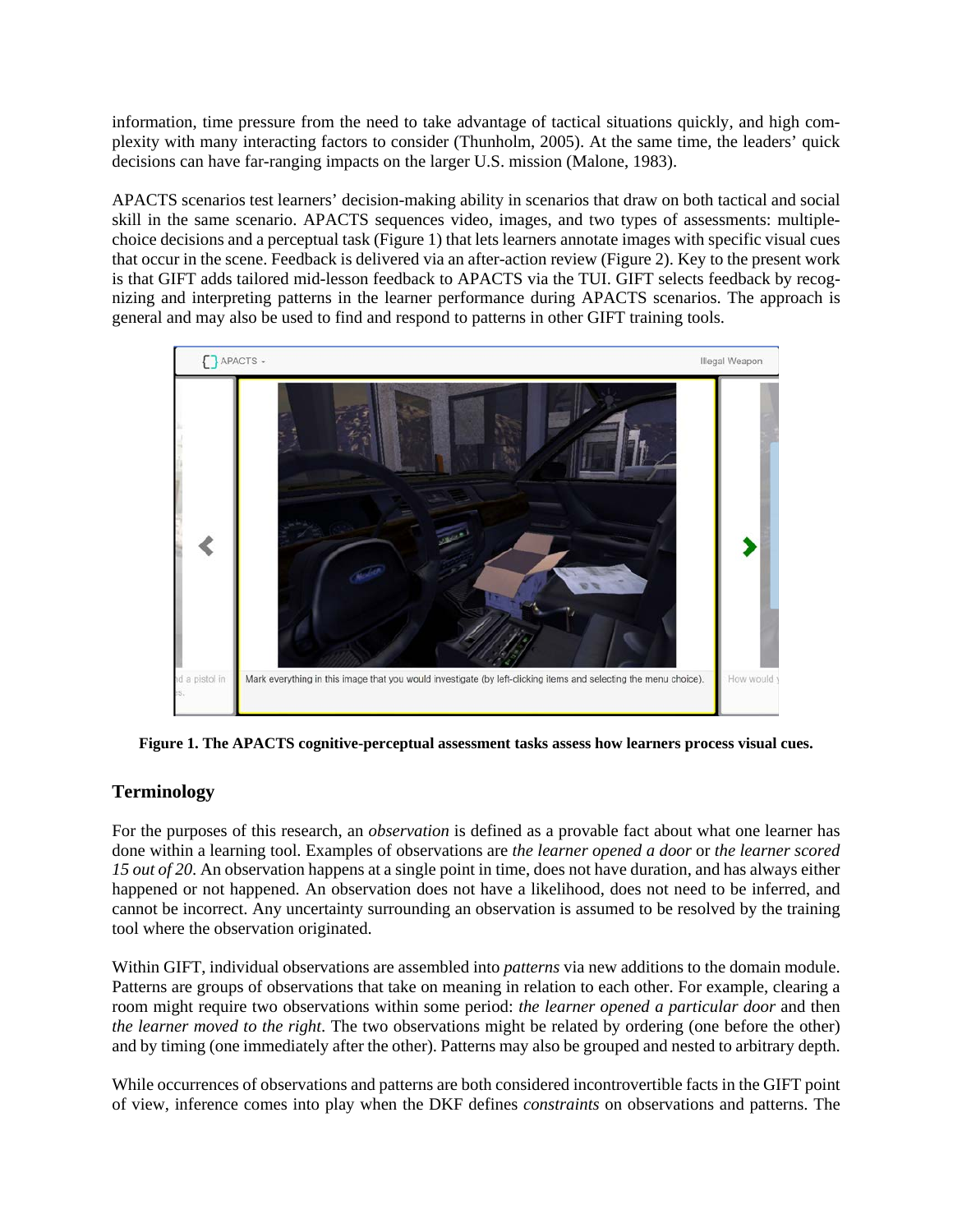information, time pressure from the need to take advantage of tactical situations quickly, and high complexity with many interacting factors to consider (Thunholm, 2005). At the same time, the leaders' quick decisions can have far-ranging impacts on the larger U.S. mission (Malone, 1983).

APACTS scenarios test learners' decision-making ability in scenarios that draw on both tactical and social skill in the same scenario. APACTS sequences video, images, and two types of assessments: multiple-choice decisions and a perceptual task (Figure 1) that lets learners annotate images with specific visual cues that occur in the scene. Feedback is delivered via an after-action review (Figure 2). Key to the present work is that GIFT adds tailored mid-lesson feedback to APACTS via the TUI. GIFT selects feedback by recognizing and interpreting patterns in the learner performance during APACTS scenarios. The approach is general and may also be used to find and respond to patterns in other GIFT training tools.

**Figure 1. The APACTS cognitive-perceptual assessment tasks assess how learners process visual cues.**

## Terminology

For the purposes of this research, an *observation* is defined as a provable fact about what one learner has done within a learning tool. Examples of observations are *the learner opened a door* or *the learner scored 15 out of 20*. An observation happens at a single point in time, does not have duration, and has always either happened or not happened. An observation does not have a likelihood, does not need to be inferred, and cannot be incorrect. Any uncertainty surrounding an observation is assumed to be resolved by the training tool where the observation originated.

Within GIFT, individual observations are assembled into *patterns* via new additions to the domain module. Patterns are groups of observations that take on meaning in relation to each other. For example, clearing a room might require two observations within some period: *the learner opened a particular door* and then *the learner moved to the right*. The two observations might be related by ordering (one before the other) and by timing (one immediately after the other). Patterns may also be grouped and nested to arbitrary depth.

While occurrences of observations and patterns are both considered incontrovertible facts in the GIFT point of view, inference comes into play when the DKF defines *constraints* on observations and patterns. The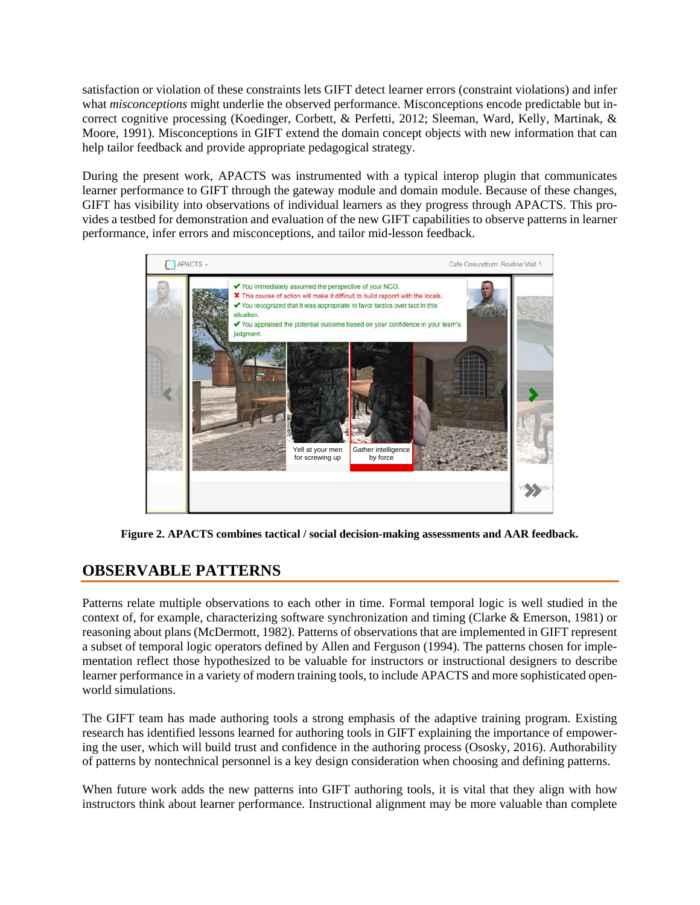satisfaction or violation of these constraints lets GIFT detect learner errors (constraint violations) and infer what *misconceptions* might underlie the observed performance. Misconceptions encode predictable but incorrect cognitive processing (Koedinger, Corbett, & Perfetti, 2012; Sleeman, Ward, Kelly, Martinak, & Moore, 1991). Misconceptions in GIFT extend the domain concept objects with new information that can help tailor feedback and provide appropriate pedagogical strategy.

During the present work, APACTS was instrumented with a typical interop plugin that communicates learner performance to GIFT through the gateway module and domain module. Because of these changes, GIFT has visibility into observations of individual learners as they progress through APACTS. This provides a testbed for demonstration and evaluation of the new GIFT capabilities to observe patterns in learner performance, infer errors and misconceptions, and tailor mid-lesson feedback.

**Figure 2. APACTS combines tactical / social decision-making assessments and AAR feedback.**

## OBSERVABLE PATTERNS

Patterns relate multiple observations to each other in time. Formal temporal logic is well studied in the context of, for example, characterizing software synchronization and timing (Clarke & Emerson, 1981) or reasoning about plans (McDermott, 1982). Patterns of observations that are implemented in GIFT represent a subset of temporal logic operators defined by Allen and Ferguson (1994). The patterns chosen for implementation reflect those hypothesized to be valuable for instructors or instructional designers to describe learner performance in a variety of modern training tools, to include APACTS and more sophisticated open-world simulations.

The GIFT team has made authoring tools a strong emphasis of the adaptive training program. Existing research has identified lessons learned for authoring tools in GIFT explaining the importance of empowering the user, which will build trust and confidence in the authoring process (Ososky, 2016). Authorability of patterns by nontechnical personnel is a key design consideration when choosing and defining patterns.

When future work adds the new patterns into GIFT authoring tools, it is vital that they align with how instructors think about learner performance. Instructional alignment may be more valuable than complete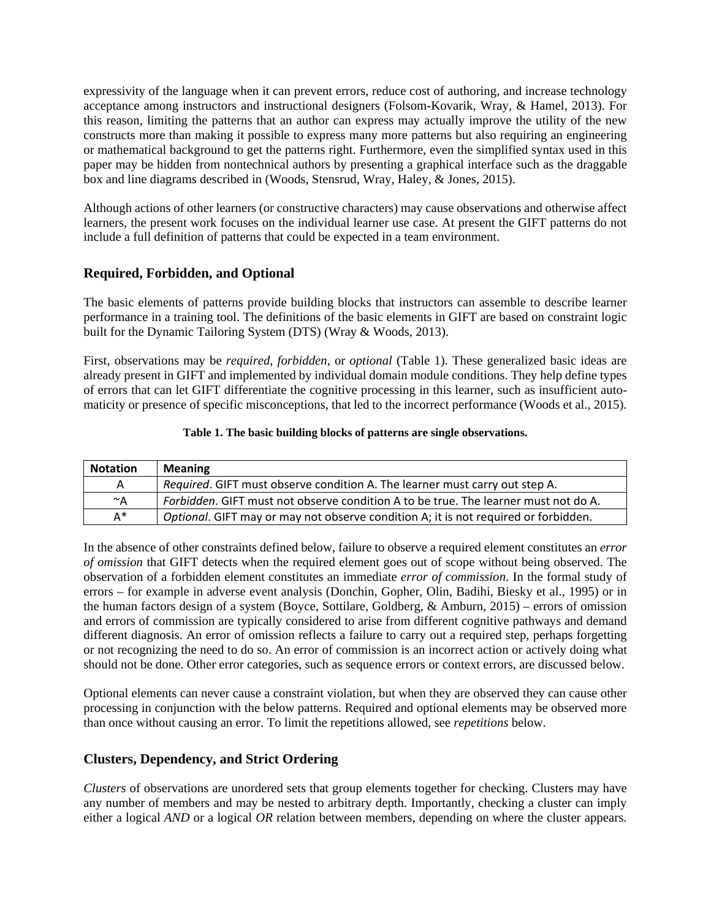expressivity of the language when it can prevent errors, reduce cost of authoring, and increase technology acceptance among instructors and instructional designers (Folsom-Kovarik, Wray, & Hamel, 2013). For this reason, limiting the patterns that an author can express may actually improve the utility of the new constructs more than making it possible to express many more patterns but also requiring an engineering or mathematical background to get the patterns right. Furthermore, even the simplified syntax used in this paper may be hidden from nontechnical authors by presenting a graphical interface such as the draggable box and line diagrams described in (Woods, Stensrud, Wray, Haley, & Jones, 2015).

Although actions of other learners (or constructive characters) may cause observations and otherwise affect learners, the present work focuses on the individual learner use case. At present the GIFT patterns do not include a full definition of patterns that could be expected in a team environment.

## Required, Forbidden, and Optional

The basic elements of patterns provide building blocks that instructors can assemble to describe learner performance in a training tool. The definitions of the basic elements in GIFT are based on constraint logic built for the Dynamic Tailoring System (DTS) (Wray & Woods, 2013).

First, observations may be *required*, *forbidden*, or *optional* (Table 1). These generalized basic ideas are already present in GIFT and implemented by individual domain module conditions. They help define types of errors that can let GIFT differentiate the cognitive processing in this learner, such as insufficient automaticity or presence of specific misconceptions, that led to the incorrect performance (Woods et al., 2015).

**Table 1. The basic building blocks of patterns are single observations.**

| Notation | Meaning |
|---|---|
| A | *Required*. GIFT must observe condition A. The learner must carry out step A. |
| ~A | *Forbidden*. GIFT must not observe condition A to be true. The learner must not do A. |
| A* | *Optional*. GIFT may or may not observe condition A; it is not required or forbidden. |

In the absence of other constraints defined below, failure to observe a required element constitutes an *error of omission* that GIFT detects when the required element goes out of scope without being observed. The observation of a forbidden element constitutes an immediate *error of commission*. In the formal study of errors – for example in adverse event analysis (Donchin, Gopher, Olin, Badihi, Biesky et al., 1995) or in the human factors design of a system (Boyce, Sottilare, Goldberg, & Amburn, 2015) – errors of omission and errors of commission are typically considered to arise from different cognitive pathways and demand different diagnosis. An error of omission reflects a failure to carry out a required step, perhaps forgetting or not recognizing the need to do so. An error of commission is an incorrect action or actively doing what should not be done. Other error categories, such as sequence errors or context errors, are discussed below.

Optional elements can never cause a constraint violation, but when they are observed they can cause other processing in conjunction with the below patterns. Required and optional elements may be observed more than once without causing an error. To limit the repetitions allowed, see *repetitions* below.

## Clusters, Dependency, and Strict Ordering

*Clusters* of observations are unordered sets that group elements together for checking. Clusters may have any number of members and may be nested to arbitrary depth. Importantly, checking a cluster can imply either a logical *AND* or a logical *OR* relation between members, depending on where the cluster appears.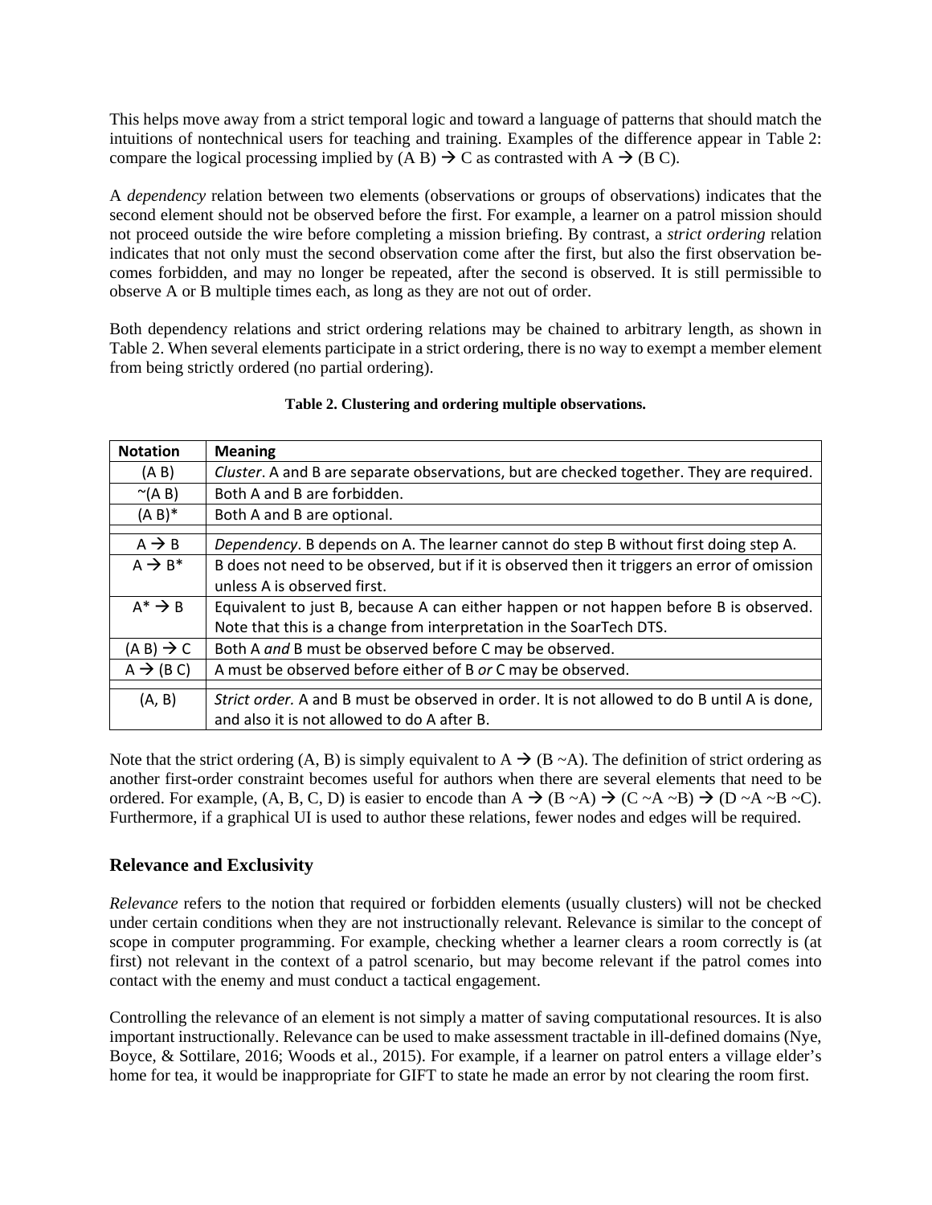This helps move away from a strict temporal logic and toward a language of patterns that should match the intuitions of nontechnical users for teaching and training. Examples of the difference appear in Table 2: compare the logical processing implied by (A B) → C as contrasted with A → (B C).

A *dependency* relation between two elements (observations or groups of observations) indicates that the second element should not be observed before the first. For example, a learner on a patrol mission should not proceed outside the wire before completing a mission briefing. By contrast, a *strict ordering* relation indicates that not only must the second observation come after the first, but also the first observation becomes forbidden, and may no longer be repeated, after the second is observed. It is still permissible to observe A or B multiple times each, as long as they are not out of order.

Both dependency relations and strict ordering relations may be chained to arbitrary length, as shown in Table 2. When several elements participate in a strict ordering, there is no way to exempt a member element from being strictly ordered (no partial ordering).

**Table 2. Clustering and ordering multiple observations.**

| Notation | Meaning |
|---|---|
| (A B) | *Cluster*. A and B are separate observations, but are checked together. They are required. |
| ~(A B) | Both A and B are forbidden. |
| (A B)* | Both A and B are optional. |
| | |
| A → B | *Dependency*. B depends on A. The learner cannot do step B without first doing step A. |
| A → B* | B does not need to be observed, but if it is observed then it triggers an error of omission unless A is observed first. |
| A* → B | Equivalent to just B, because A can either happen or not happen before B is observed. Note that this is a change from interpretation in the SoarTech DTS. |
| (A B) → C | Both A *and* B must be observed before C may be observed. |
| A → (B C) | A must be observed before either of B *or* C may be observed. |
| | |
| (A, B) | *Strict order.* A and B must be observed in order. It is not allowed to do B until A is done, and also it is not allowed to do A after B. |

Note that the strict ordering (A, B) is simply equivalent to A → (B ~A). The definition of strict ordering as another first-order constraint becomes useful for authors when there are several elements that need to be ordered. For example, (A, B, C, D) is easier to encode than A → (B ~A) → (C ~A ~B) → (D ~A ~B ~C). Furthermore, if a graphical UI is used to author these relations, fewer nodes and edges will be required.

## Relevance and Exclusivity

*Relevance* refers to the notion that required or forbidden elements (usually clusters) will not be checked under certain conditions when they are not instructionally relevant. Relevance is similar to the concept of scope in computer programming. For example, checking whether a learner clears a room correctly is (at first) not relevant in the context of a patrol scenario, but may become relevant if the patrol comes into contact with the enemy and must conduct a tactical engagement.

Controlling the relevance of an element is not simply a matter of saving computational resources. It is also important instructionally. Relevance can be used to make assessment tractable in ill-defined domains (Nye, Boyce, & Sottilare, 2016; Woods et al., 2015). For example, if a learner on patrol enters a village elder's home for tea, it would be inappropriate for GIFT to state he made an error by not clearing the room first.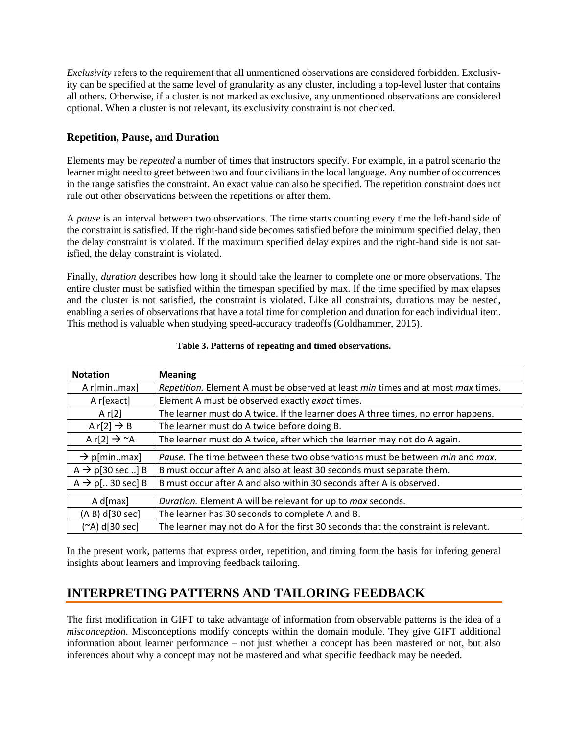*Exclusivity* refers to the requirement that all unmentioned observations are considered forbidden. Exclusivity can be specified at the same level of granularity as any cluster, including a top-level luster that contains all others. Otherwise, if a cluster is not marked as exclusive, any unmentioned observations are considered optional. When a cluster is not relevant, its exclusivity constraint is not checked.

### Repetition, Pause, and Duration

Elements may be *repeated* a number of times that instructors specify. For example, in a patrol scenario the learner might need to greet between two and four civilians in the local language. Any number of occurrences in the range satisfies the constraint. An exact value can also be specified. The repetition constraint does not rule out other observations between the repetitions or after them.

A *pause* is an interval between two observations. The time starts counting every time the left-hand side of the constraint is satisfied. If the right-hand side becomes satisfied before the minimum specified delay, then the delay constraint is violated. If the maximum specified delay expires and the right-hand side is not satisfied, the delay constraint is violated.

Finally, *duration* describes how long it should take the learner to complete one or more observations. The entire cluster must be satisfied within the timespan specified by max. If the time specified by max elapses and the cluster is not satisfied, the constraint is violated. Like all constraints, durations may be nested, enabling a series of observations that have a total time for completion and duration for each individual item. This method is valuable when studying speed-accuracy tradeoffs (Goldhammer, 2015).

**Table 3. Patterns of repeating and timed observations.**

| Notation | Meaning |
|---|---|
| A r[min..max] | *Repetition.* Element A must be observed at least *min* times and at most *max* times. |
| A r[exact] | Element A must be observed exactly *exact* times. |
| A r[2] | The learner must do A twice. If the learner does A three times, no error happens. |
| A r[2] → B | The learner must do A twice before doing B. |
| A r[2] → ~A | The learner must do A twice, after which the learner may not do A again. |
| | |
| → p[min..max] | *Pause.* The time between these two observations must be between *min* and *max*. |
| A → p[30 sec ..] B | B must occur after A and also at least 30 seconds must separate them. |
| A → p[.. 30 sec] B | B must occur after A and also within 30 seconds after A is observed. |
| | |
| A d[max] | *Duration.* Element A will be relevant for up to *max* seconds. |
| (A B) d[30 sec] | The learner has 30 seconds to complete A and B. |
| (~A) d[30 sec] | The learner may not do A for the first 30 seconds that the constraint is relevant. |

In the present work, patterns that express order, repetition, and timing form the basis for infering general insights about learners and improving feedback tailoring.

## INTERPRETING PATTERNS AND TAILORING FEEDBACK

The first modification in GIFT to take advantage of information from observable patterns is the idea of a *misconception*. Misconceptions modify concepts within the domain module. They give GIFT additional information about learner performance – not just whether a concept has been mastered or not, but also inferences about why a concept may not be mastered and what specific feedback may be needed.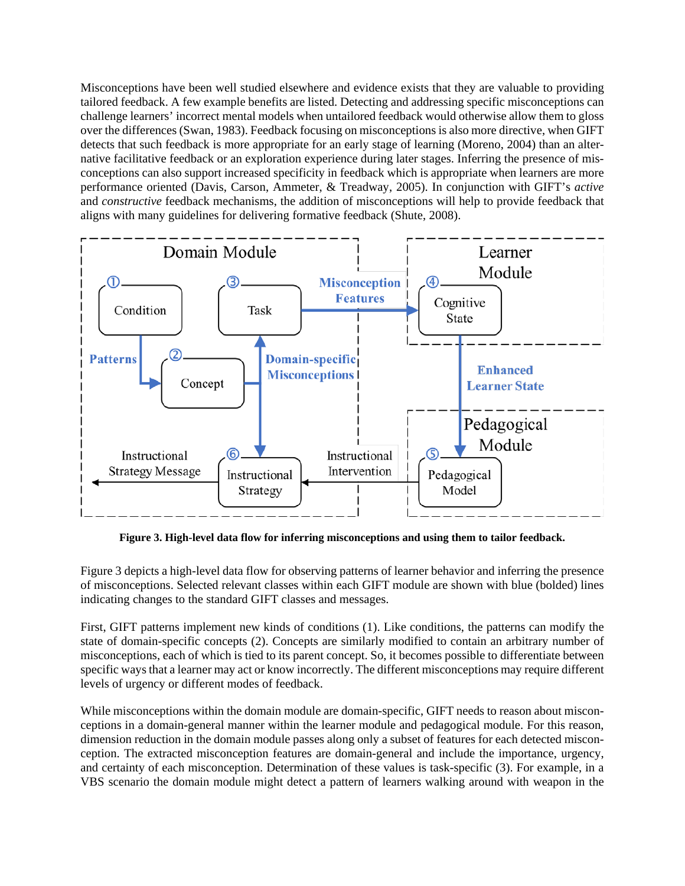Misconceptions have been well studied elsewhere and evidence exists that they are valuable to providing tailored feedback. A few example benefits are listed. Detecting and addressing specific misconceptions can challenge learners' incorrect mental models when untailored feedback would otherwise allow them to gloss over the differences (Swan, 1983). Feedback focusing on misconceptions is also more directive, when GIFT detects that such feedback is more appropriate for an early stage of learning (Moreno, 2004) than an alternative facilitative feedback or an exploration experience during later stages. Inferring the presence of misconceptions can also support increased specificity in feedback which is appropriate when learners are more performance oriented (Davis, Carson, Ammeter, & Treadway, 2005). In conjunction with GIFT's *active* and *constructive* feedback mechanisms, the addition of misconceptions will help to provide feedback that aligns with many guidelines for delivering formative feedback (Shute, 2008).

**Figure 3. High-level data flow for inferring misconceptions and using them to tailor feedback.**

Figure 3 depicts a high-level data flow for observing patterns of learner behavior and inferring the presence of misconceptions. Selected relevant classes within each GIFT module are shown with blue (bolded) lines indicating changes to the standard GIFT classes and messages.

First, GIFT patterns implement new kinds of conditions (1). Like conditions, the patterns can modify the state of domain-specific concepts (2). Concepts are similarly modified to contain an arbitrary number of misconceptions, each of which is tied to its parent concept. So, it becomes possible to differentiate between specific ways that a learner may act or know incorrectly. The different misconceptions may require different levels of urgency or different modes of feedback.

While misconceptions within the domain module are domain-specific, GIFT needs to reason about misconceptions in a domain-general manner within the learner module and pedagogical module. For this reason, dimension reduction in the domain module passes along only a subset of features for each detected misconception. The extracted misconception features are domain-general and include the importance, urgency, and certainty of each misconception. Determination of these values is task-specific (3). For example, in a VBS scenario the domain module might detect a pattern of learners walking around with weapon in the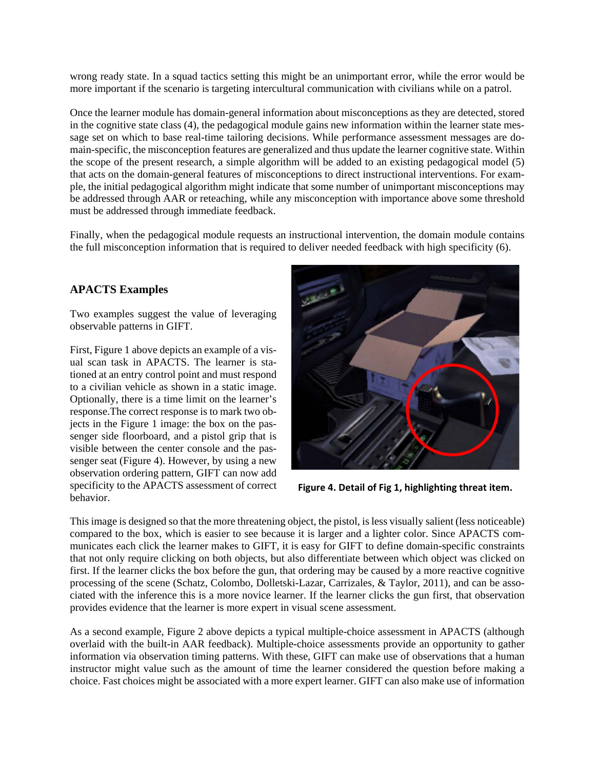wrong ready state. In a squad tactics setting this might be an unimportant error, while the error would be more important if the scenario is targeting intercultural communication with civilians while on a patrol.

Once the learner module has domain-general information about misconceptions as they are detected, stored in the cognitive state class (4), the pedagogical module gains new information within the learner state message set on which to base real-time tailoring decisions. While performance assessment messages are domain-specific, the misconception features are generalized and thus update the learner cognitive state. Within the scope of the present research, a simple algorithm will be added to an existing pedagogical model (5) that acts on the domain-general features of misconceptions to direct instructional interventions. For example, the initial pedagogical algorithm might indicate that some number of unimportant misconceptions may be addressed through AAR or reteaching, while any misconception with importance above some threshold must be addressed through immediate feedback.

Finally, when the pedagogical module requests an instructional intervention, the domain module contains the full misconception information that is required to deliver needed feedback with high specificity (6).

## APACTS Examples

Two examples suggest the value of leveraging observable patterns in GIFT.

First, Figure 1 above depicts an example of a visual scan task in APACTS. The learner is stationed at an entry control point and must respond to a civilian vehicle as shown in a static image. Optionally, there is a time limit on the learner's response.The correct response is to mark two objects in the Figure 1 image: the box on the passenger side floorboard, and a pistol grip that is visible between the center console and the passenger seat (Figure 4). However, by using a new observation ordering pattern, GIFT can now add specificity to the APACTS assessment of correct behavior.

**Figure 4. Detail of Fig 1, highlighting threat item.**

This image is designed so that the more threatening object, the pistol, is less visually salient (less noticeable) compared to the box, which is easier to see because it is larger and a lighter color. Since APACTS communicates each click the learner makes to GIFT, it is easy for GIFT to define domain-specific constraints that not only require clicking on both objects, but also differentiate between which object was clicked on first. If the learner clicks the box before the gun, that ordering may be caused by a more reactive cognitive processing of the scene (Schatz, Colombo, Dolletski-Lazar, Carrizales, & Taylor, 2011), and can be associated with the inference this is a more novice learner. If the learner clicks the gun first, that observation provides evidence that the learner is more expert in visual scene assessment.

As a second example, Figure 2 above depicts a typical multiple-choice assessment in APACTS (although overlaid with the built-in AAR feedback). Multiple-choice assessments provide an opportunity to gather information via observation timing patterns. With these, GIFT can make use of observations that a human instructor might value such as the amount of time the learner considered the question before making a choice. Fast choices might be associated with a more expert learner. GIFT can also make use of information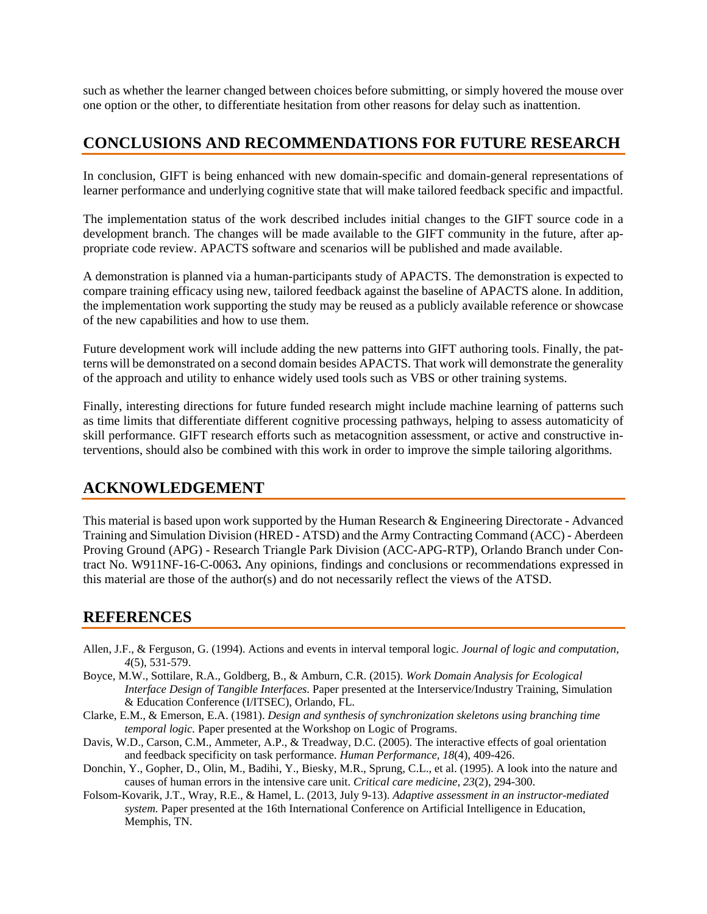such as whether the learner changed between choices before submitting, or simply hovered the mouse over one option or the other, to differentiate hesitation from other reasons for delay such as inattention.

## CONCLUSIONS AND RECOMMENDATIONS FOR FUTURE RESEARCH

In conclusion, GIFT is being enhanced with new domain-specific and domain-general representations of learner performance and underlying cognitive state that will make tailored feedback specific and impactful.

The implementation status of the work described includes initial changes to the GIFT source code in a development branch. The changes will be made available to the GIFT community in the future, after appropriate code review. APACTS software and scenarios will be published and made available.

A demonstration is planned via a human-participants study of APACTS. The demonstration is expected to compare training efficacy using new, tailored feedback against the baseline of APACTS alone. In addition, the implementation work supporting the study may be reused as a publicly available reference or showcase of the new capabilities and how to use them.

Future development work will include adding the new patterns into GIFT authoring tools. Finally, the patterns will be demonstrated on a second domain besides APACTS. That work will demonstrate the generality of the approach and utility to enhance widely used tools such as VBS or other training systems.

Finally, interesting directions for future funded research might include machine learning of patterns such as time limits that differentiate different cognitive processing pathways, helping to assess automaticity of skill performance. GIFT research efforts such as metacognition assessment, or active and constructive interventions, should also be combined with this work in order to improve the simple tailoring algorithms.

## ACKNOWLEDGEMENT

This material is based upon work supported by the Human Research & Engineering Directorate - Advanced Training and Simulation Division (HRED - ATSD) and the Army Contracting Command (ACC) - Aberdeen Proving Ground (APG) - Research Triangle Park Division (ACC-APG-RTP), Orlando Branch under Contract No. W911NF-16-C-0063**.** Any opinions, findings and conclusions or recommendations expressed in this material are those of the author(s) and do not necessarily reflect the views of the ATSD.

## REFERENCES

Allen, J.F., & Ferguson, G. (1994). Actions and events in interval temporal logic. *Journal of logic and computation, 4*(5), 531-579.

Boyce, M.W., Sottilare, R.A., Goldberg, B., & Amburn, C.R. (2015). *Work Domain Analysis for Ecological Interface Design of Tangible Interfaces.* Paper presented at the Interservice/Industry Training, Simulation & Education Conference (I/ITSEC), Orlando, FL.

Clarke, E.M., & Emerson, E.A. (1981). *Design and synthesis of synchronization skeletons using branching time temporal logic.* Paper presented at the Workshop on Logic of Programs.

Davis, W.D., Carson, C.M., Ammeter, A.P., & Treadway, D.C. (2005). The interactive effects of goal orientation and feedback specificity on task performance. *Human Performance, 18*(4), 409-426.

Donchin, Y., Gopher, D., Olin, M., Badihi, Y., Biesky, M.R., Sprung, C.L., et al. (1995). A look into the nature and causes of human errors in the intensive care unit. *Critical care medicine, 23*(2), 294-300.

Folsom-Kovarik, J.T., Wray, R.E., & Hamel, L. (2013, July 9-13). *Adaptive assessment in an instructor-mediated system.* Paper presented at the 16th International Conference on Artificial Intelligence in Education, Memphis, TN.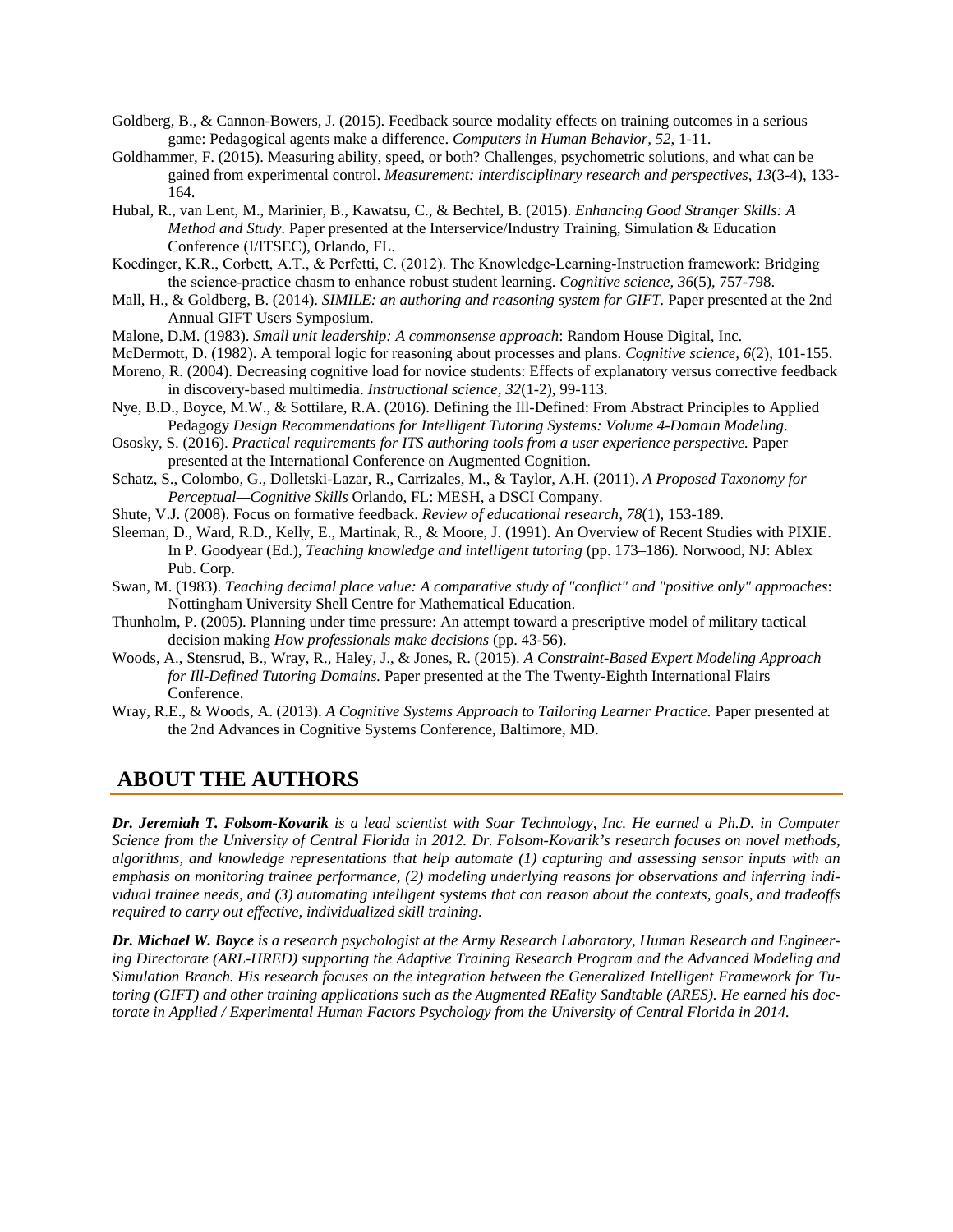Goldberg, B., & Cannon-Bowers, J. (2015). Feedback source modality effects on training outcomes in a serious game: Pedagogical agents make a difference. *Computers in Human Behavior, 52*, 1-11.

Goldhammer, F. (2015). Measuring ability, speed, or both? Challenges, psychometric solutions, and what can be gained from experimental control. *Measurement: interdisciplinary research and perspectives, 13*(3-4), 133-164.

Hubal, R., van Lent, M., Marinier, B., Kawatsu, C., & Bechtel, B. (2015). *Enhancing Good Stranger Skills: A Method and Study*. Paper presented at the Interservice/Industry Training, Simulation & Education Conference (I/ITSEC), Orlando, FL.

Koedinger, K.R., Corbett, A.T., & Perfetti, C. (2012). The Knowledge-Learning-Instruction framework: Bridging the science-practice chasm to enhance robust student learning. *Cognitive science, 36*(5), 757-798.

Mall, H., & Goldberg, B. (2014). *SIMILE: an authoring and reasoning system for GIFT*. Paper presented at the 2nd Annual GIFT Users Symposium.

Malone, D.M. (1983). *Small unit leadership: A commonsense approach*: Random House Digital, Inc.

McDermott, D. (1982). A temporal logic for reasoning about processes and plans. *Cognitive science, 6*(2), 101-155.

Moreno, R. (2004). Decreasing cognitive load for novice students: Effects of explanatory versus corrective feedback in discovery-based multimedia. *Instructional science, 32*(1-2), 99-113.

Nye, B.D., Boyce, M.W., & Sottilare, R.A. (2016). Defining the Ill-Defined: From Abstract Principles to Applied Pedagogy *Design Recommendations for Intelligent Tutoring Systems: Volume 4-Domain Modeling*.

Ososky, S. (2016). *Practical requirements for ITS authoring tools from a user experience perspective.* Paper presented at the International Conference on Augmented Cognition.

Schatz, S., Colombo, G., Dolletski-Lazar, R., Carrizales, M., & Taylor, A.H. (2011). *A Proposed Taxonomy for Perceptual—Cognitive Skills* Orlando, FL: MESH, a DSCI Company.

Shute, V.J. (2008). Focus on formative feedback. *Review of educational research, 78*(1), 153-189.

Sleeman, D., Ward, R.D., Kelly, E., Martinak, R., & Moore, J. (1991). An Overview of Recent Studies with PIXIE. In P. Goodyear (Ed.), *Teaching knowledge and intelligent tutoring* (pp. 173–186). Norwood, NJ: Ablex Pub. Corp.

Swan, M. (1983). *Teaching decimal place value: A comparative study of "conflict" and "positive only" approaches*: Nottingham University Shell Centre for Mathematical Education.

Thunholm, P. (2005). Planning under time pressure: An attempt toward a prescriptive model of military tactical decision making *How professionals make decisions* (pp. 43-56).

Woods, A., Stensrud, B., Wray, R., Haley, J., & Jones, R. (2015). *A Constraint-Based Expert Modeling Approach for Ill-Defined Tutoring Domains.* Paper presented at the The Twenty-Eighth International Flairs Conference.

Wray, R.E., & Woods, A. (2013). *A Cognitive Systems Approach to Tailoring Learner Practice.* Paper presented at the 2nd Advances in Cognitive Systems Conference, Baltimore, MD.

## ABOUT THE AUTHORS

***Dr. Jeremiah T. Folsom-Kovarik*** *is a lead scientist with Soar Technology, Inc. He earned a Ph.D. in Computer Science from the University of Central Florida in 2012. Dr. Folsom-Kovarik's research focuses on novel methods, algorithms, and knowledge representations that help automate (1) capturing and assessing sensor inputs with an emphasis on monitoring trainee performance, (2) modeling underlying reasons for observations and inferring individual trainee needs, and (3) automating intelligent systems that can reason about the contexts, goals, and tradeoffs required to carry out effective, individualized skill training.*

***Dr. Michael W. Boyce*** *is a research psychologist at the Army Research Laboratory, Human Research and Engineering Directorate (ARL-HRED) supporting the Adaptive Training Research Program and the Advanced Modeling and Simulation Branch. His research focuses on the integration between the Generalized Intelligent Framework for Tutoring (GIFT) and other training applications such as the Augmented REality Sandtable (ARES). He earned his doctorate in Applied / Experimental Human Factors Psychology from the University of Central Florida in 2014.*